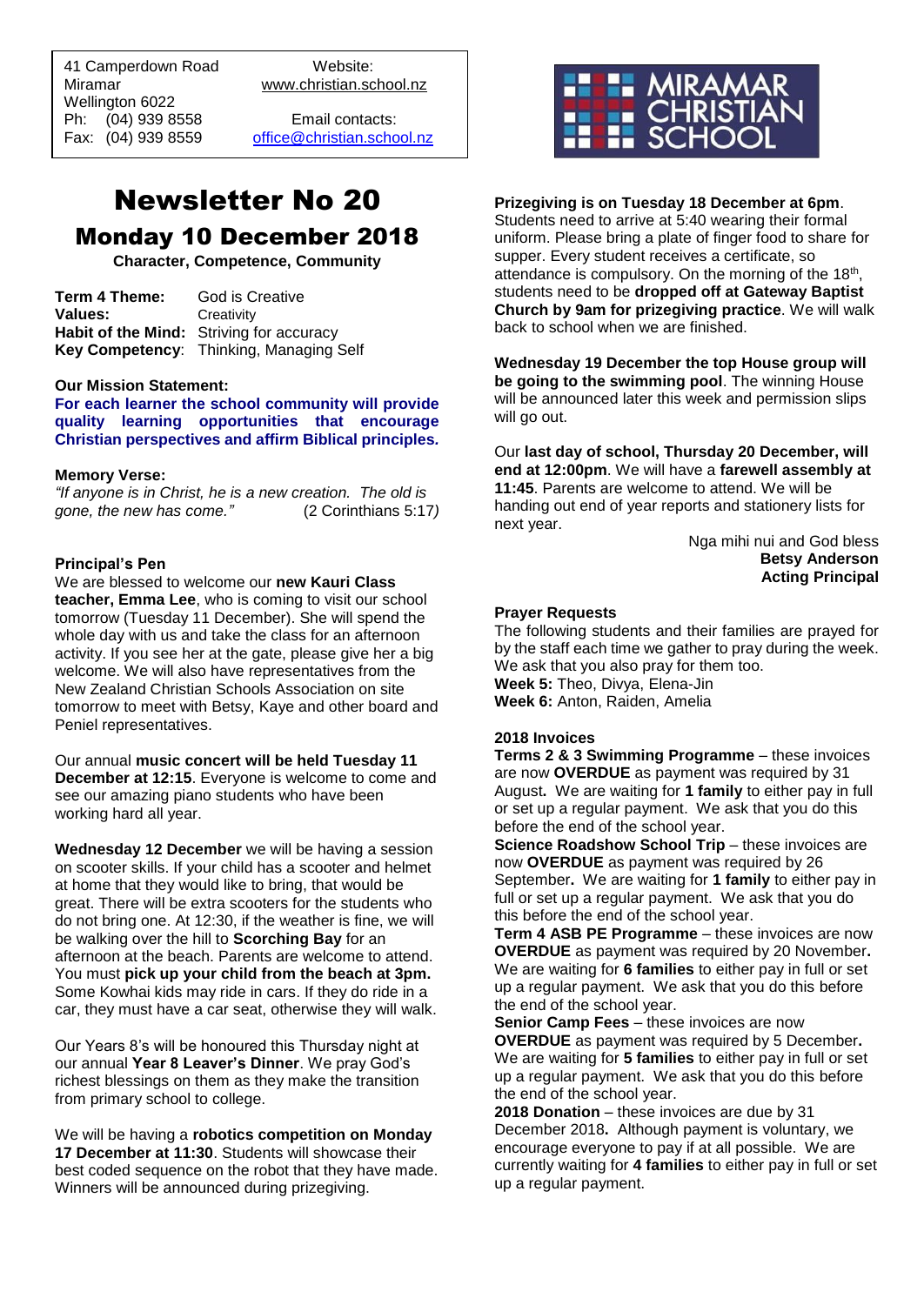41 Camperdown Road
Miramar
Wellington 6022
Ph: (04) 939 8558
Fax: (04) 939 8559

Website:
www.christian.school.nz

Email contacts:
office@christian.school.nz

MIRAMAR CHRISTIAN SCHOOL

# Newsletter No 20

## Monday 10 December 2018

**Character, Competence, Community**

**Term 4 Theme:** God is Creative
**Values:** Creativity
**Habit of the Mind:** Striving for accuracy
**Key Competency**: Thinking, Managing Self

**Our Mission Statement:**

**For each learner the school community will provide quality learning opportunities that encourage Christian perspectives and affirm Biblical principles.**

**Memory Verse:**

*"If anyone is in Christ, he is a new creation. The old is gone, the new has come."* (2 Corinthians 5:17)

**Principal's Pen**

We are blessed to welcome our **new Kauri Class teacher, Emma Lee**, who is coming to visit our school tomorrow (Tuesday 11 December). She will spend the whole day with us and take the class for an afternoon activity. If you see her at the gate, please give her a big welcome. We will also have representatives from the New Zealand Christian Schools Association on site tomorrow to meet with Betsy, Kaye and other board and Peniel representatives.

Our annual **music concert will be held Tuesday 11 December at 12:15**. Everyone is welcome to come and see our amazing piano students who have been working hard all year.

**Wednesday 12 December** we will be having a session on scooter skills. If your child has a scooter and helmet at home that they would like to bring, that would be great. There will be extra scooters for the students who do not bring one. At 12:30, if the weather is fine, we will be walking over the hill to **Scorching Bay** for an afternoon at the beach. Parents are welcome to attend. You must **pick up your child from the beach at 3pm.** Some Kowhai kids may ride in cars. If they do ride in a car, they must have a car seat, otherwise they will walk.

Our Years 8's will be honoured this Thursday night at our annual **Year 8 Leaver's Dinner**. We pray God's richest blessings on them as they make the transition from primary school to college.

We will be having a **robotics competition on Monday 17 December at 11:30**. Students will showcase their best coded sequence on the robot that they have made. Winners will be announced during prizegiving.

**Prizegiving is on Tuesday 18 December at 6pm**. Students need to arrive at 5:40 wearing their formal uniform. Please bring a plate of finger food to share for supper. Every student receives a certificate, so attendance is compulsory. On the morning of the 18th, students need to be **dropped off at Gateway Baptist Church by 9am for prizegiving practice**. We will walk back to school when we are finished.

**Wednesday 19 December the top House group will be going to the swimming pool**. The winning House will be announced later this week and permission slips will go out.

Our **last day of school, Thursday 20 December, will end at 12:00pm**. We will have a **farewell assembly at 11:45**. Parents are welcome to attend. We will be handing out end of year reports and stationery lists for next year.

Nga mihi nui and God bless
**Betsy Anderson**
**Acting Principal**

**Prayer Requests**

The following students and their families are prayed for by the staff each time we gather to pray during the week. We ask that you also pray for them too.
**Week 5:** Theo, Divya, Elena-Jin
**Week 6:** Anton, Raiden, Amelia

**2018 Invoices**

**Terms 2 & 3 Swimming Programme** – these invoices are now **OVERDUE** as payment was required by 31 August**.** We are waiting for **1 family** to either pay in full or set up a regular payment. We ask that you do this before the end of the school year.

**Science Roadshow School Trip** – these invoices are now **OVERDUE** as payment was required by 26 September**.** We are waiting for **1 family** to either pay in full or set up a regular payment. We ask that you do this before the end of the school year.

**Term 4 ASB PE Programme** – these invoices are now **OVERDUE** as payment was required by 20 November**.** We are waiting for **6 families** to either pay in full or set up a regular payment. We ask that you do this before the end of the school year.

**Senior Camp Fees** – these invoices are now **OVERDUE** as payment was required by 5 December**.** We are waiting for **5 families** to either pay in full or set up a regular payment. We ask that you do this before the end of the school year.

**2018 Donation** – these invoices are due by 31 December 2018**.** Although payment is voluntary, we encourage everyone to pay if at all possible. We are currently waiting for **4 families** to either pay in full or set up a regular payment.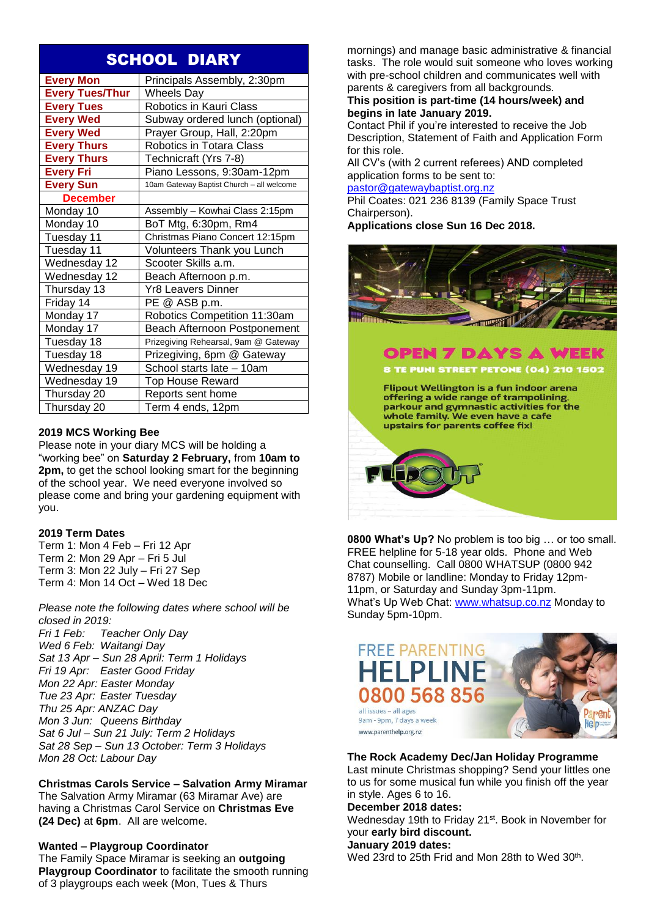## SCHOOL DIARY

| | |
|---|---|
| **Every Mon** | Principals Assembly, 2:30pm |
| **Every Tues/Thur** | Wheels Day |
| **Every Tues** | Robotics in Kauri Class |
| **Every Wed** | Subway ordered lunch (optional) |
| **Every Wed** | Prayer Group, Hall, 2:20pm |
| **Every Thurs** | Robotics in Totara Class |
| **Every Thurs** | Technicraft (Yrs 7-8) |
| **Every Fri** | Piano Lessons, 9:30am-12pm |
| **Every Sun** | 10am Gateway Baptist Church – all welcome |
| **December** | |
| Monday 10 | Assembly – Kowhai Class 2:15pm |
| Monday 10 | BoT Mtg, 6:30pm, Rm4 |
| Tuesday 11 | Christmas Piano Concert 12:15pm |
| Tuesday 11 | Volunteers Thank you Lunch |
| Wednesday 12 | Scooter Skills a.m. |
| Wednesday 12 | Beach Afternoon p.m. |
| Thursday 13 | Yr8 Leavers Dinner |
| Friday 14 | PE @ ASB p.m. |
| Monday 17 | Robotics Competition 11:30am |
| Monday 17 | Beach Afternoon Postponement |
| Tuesday 18 | Prizegiving Rehearsal, 9am @ Gateway |
| Tuesday 18 | Prizegiving, 6pm @ Gateway |
| Wednesday 19 | School starts late – 10am |
| Wednesday 19 | Top House Reward |
| Thursday 20 | Reports sent home |
| Thursday 20 | Term 4 ends, 12pm |

**2019 MCS Working Bee**

Please note in your diary MCS will be holding a "working bee" on **Saturday 2 February,** from **10am to 2pm,** to get the school looking smart for the beginning of the school year. We need everyone involved so please come and bring your gardening equipment with you.

**2019 Term Dates**

Term 1: Mon 4 Feb – Fri 12 Apr
Term 2: Mon 29 Apr – Fri 5 Jul
Term 3: Mon 22 July – Fri 27 Sep
Term 4: Mon 14 Oct – Wed 18 Dec

*Please note the following dates where school will be closed in 2019:*
*Fri 1 Feb: Teacher Only Day*
*Wed 6 Feb: Waitangi Day*
*Sat 13 Apr – Sun 28 April: Term 1 Holidays*
*Fri 19 Apr: Easter Good Friday*
*Mon 22 Apr: Easter Monday*
*Tue 23 Apr: Easter Tuesday*
*Thu 25 Apr: ANZAC Day*
*Mon 3 Jun: Queens Birthday*
*Sat 6 Jul – Sun 21 July: Term 2 Holidays*
*Sat 28 Sep – Sun 13 October: Term 3 Holidays*
*Mon 28 Oct: Labour Day*

**Christmas Carols Service – Salvation Army Miramar**

The Salvation Army Miramar (63 Miramar Ave) are having a Christmas Carol Service on **Christmas Eve (24 Dec)** at **6pm**. All are welcome.

**Wanted – Playgroup Coordinator**

The Family Space Miramar is seeking an **outgoing Playgroup Coordinator** to facilitate the smooth running of 3 playgroups each week (Mon, Tues & Thurs mornings) and manage basic administrative & financial tasks. The role would suit someone who loves working with pre-school children and communicates well with parents & caregivers from all backgrounds.
**This position is part-time (14 hours/week) and begins in late January 2019.**
Contact Phil if you're interested to receive the Job Description, Statement of Faith and Application Form for this role.
All CV's (with 2 current referees) AND completed application forms to be sent to:
pastor@gatewaybaptist.org.nz
Phil Coates: 021 236 8139 (Family Space Trust Chairperson).
**Applications close Sun 16 Dec 2018.**

**OPEN 7 DAYS A WEEK**

8 TE PUNI STREET PETONE (04) 210 1502

Flipout Wellington is a fun indoor arena offering a wide range of trampolining, parkour and gymnastic activities for the whole family. We even have a cafe upstairs for parents coffee fix!

FLIPOUT

**0800 What's Up?** No problem is too big … or too small. FREE helpline for 5-18 year olds. Phone and Web Chat counselling. Call 0800 WHATSUP (0800 942 8787) Mobile or landline: Monday to Friday 12pm-11pm, or Saturday and Sunday 3pm-11pm.
What's Up Web Chat: www.whatsup.co.nz Monday to Sunday 5pm-10pm.

FREE PARENTING **HELPLINE** 0800 568 856
all issues – all ages
9am - 9pm, 7 days a week
www.parenthelp.org.nz

**The Rock Academy Dec/Jan Holiday Programme**

Last minute Christmas shopping? Send your littles one to us for some musical fun while you finish off the year in style. Ages 6 to 16.
**December 2018 dates:**
Wednesday 19th to Friday 21st. Book in November for your **early bird discount.**
**January 2019 dates:**
Wed 23rd to 25th Frid and Mon 28th to Wed 30th.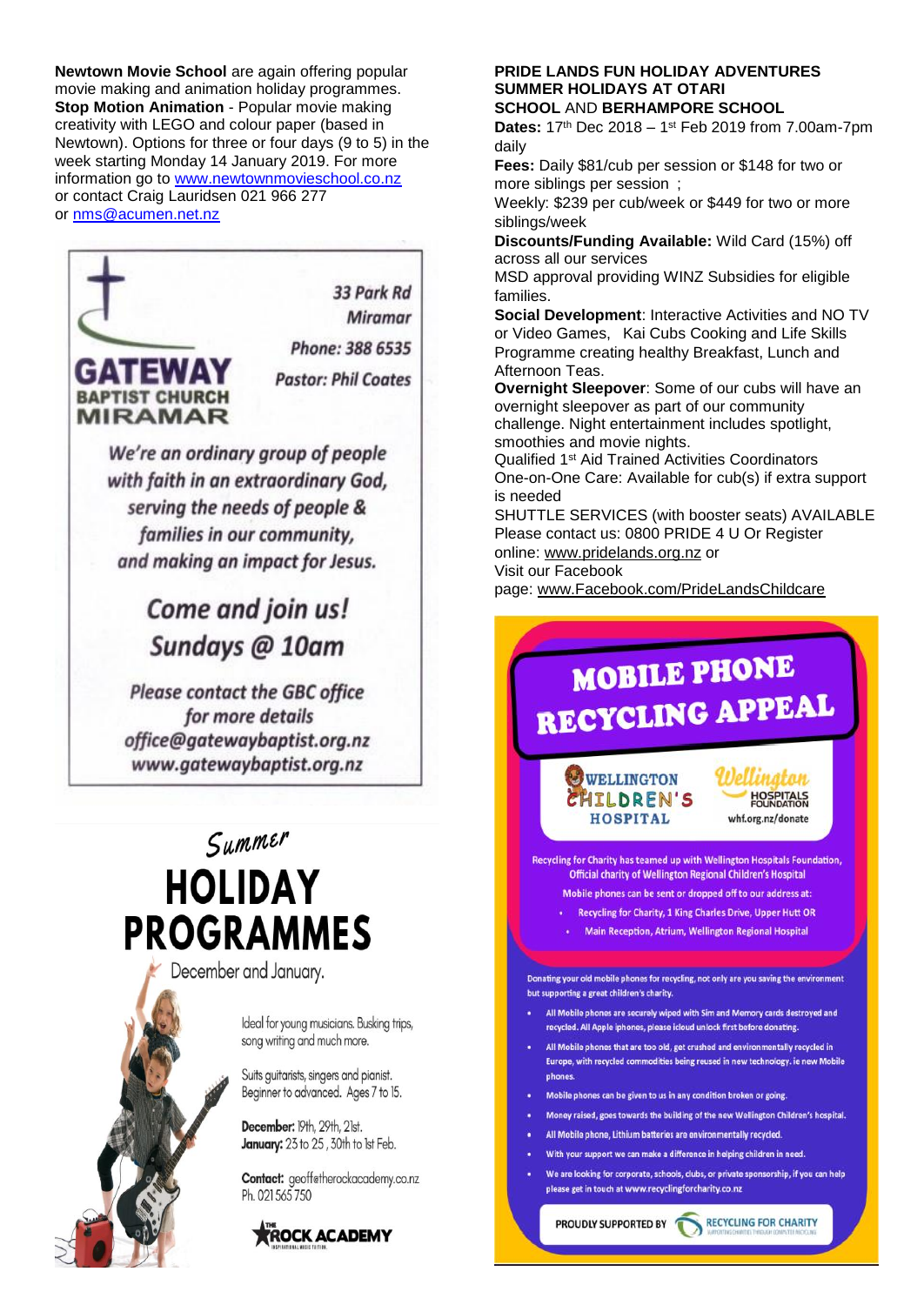**Newtown Movie School** are again offering popular movie making and animation holiday programmes. **Stop Motion Animation** - Popular movie making creativity with LEGO and colour paper (based in Newtown). Options for three or four days (9 to 5) in the week starting Monday 14 January 2019. For more information go to www.newtownmovieschool.co.nz or contact Craig Lauridsen 021 966 277 or nms@acumen.net.nz

**GATEWAY BAPTIST CHURCH MIRAMAR**

*33 Park Rd*
*Miramar*

*Phone: 388 6535*

*Pastor: Phil Coates*

*We're an ordinary group of people with faith in an extraordinary God, serving the needs of people & families in our community, and making an impact for Jesus.*

*Come and join us!*
*Sundays @ 10am*

*Please contact the GBC office for more details*
*office@gatewaybaptist.org.nz*
*www.gatewaybaptist.org.nz*

## *Summer* HOLIDAY PROGRAMMES

December and January.

Ideal for young musicians. Busking trips, song writing and much more.

Suits guitarists, singers and pianist. Beginner to advanced. Ages 7 to 15.

**December:** 19th, 29th, 21st.
**January:** 23 to 25 , 30th to 1st Feb.

**Contact:** geoff@therockacademy.co.nz
Ph. 021 565 750

THE ROCK ACADEMY

**PRIDE LANDS FUN HOLIDAY ADVENTURES SUMMER HOLIDAYS AT OTARI SCHOOL** AND **BERHAMPORE SCHOOL**

**Dates:** 17th Dec 2018 – 1st Feb 2019 from 7.00am-7pm daily

**Fees:** Daily $81/cub per session or $148 for two or more siblings per session ;
Weekly: $239 per cub/week or $449 for two or more siblings/week

**Discounts/Funding Available:** Wild Card (15%) off across all our services
MSD approval providing WINZ Subsidies for eligible families.

**Social Development**: Interactive Activities and NO TV or Video Games, Kai Cubs Cooking and Life Skills Programme creating healthy Breakfast, Lunch and Afternoon Teas.

**Overnight Sleepover**: Some of our cubs will have an overnight sleepover as part of our community challenge. Night entertainment includes spotlight, smoothies and movie nights.

Qualified 1st Aid Trained Activities Coordinators
One-on-One Care: Available for cub(s) if extra support is needed
SHUTTLE SERVICES (with booster seats) AVAILABLE
Please contact us: 0800 PRIDE 4 U Or Register online: www.pridelands.org.nz or
Visit our Facebook page: www.Facebook.com/PrideLandsChildcare

## MOBILE PHONE RECYCLING APPEAL

WELLINGTON CHILDREN'S HOSPITAL — Wellington HOSPITALS FOUNDATION whf.org.nz/donate

Recycling for Charity has teamed up with Wellington Hospitals Foundation, Official charity of Wellington Regional Children's Hospital

Mobile phones can be sent or dropped off to our address at:

- Recycling for Charity, 1 King Charles Drive, Upper Hutt OR
- Main Reception, Atrium, Wellington Regional Hospital

Donating your old mobile phones for recycling, not only are you saving the environment but supporting a great children's charity.

- All Mobile phones are securely wiped with Sim and Memory cards destroyed and recycled. All Apple iphones, please icloud unlock first before donating.
- All Mobile phones that are too old, get crushed and environmentally recycled in Europe, with recycled commodities being reused in new technology. ie new Mobile phones.
- Mobile phones can be given to us in any condition broken or going.
- Money raised, goes towards the building of the new Wellington Children's hospital.
- All Mobile phone, Lithium batteries are environmentally recycled.
- With your support we can make a difference in helping children in need.
- We are looking for corporate, schools, clubs, or private sponsorship, if you can help please get in touch at www.recyclingforcharity.co.nz

PROUDLY SUPPORTED BY RECYCLING FOR CHARITY